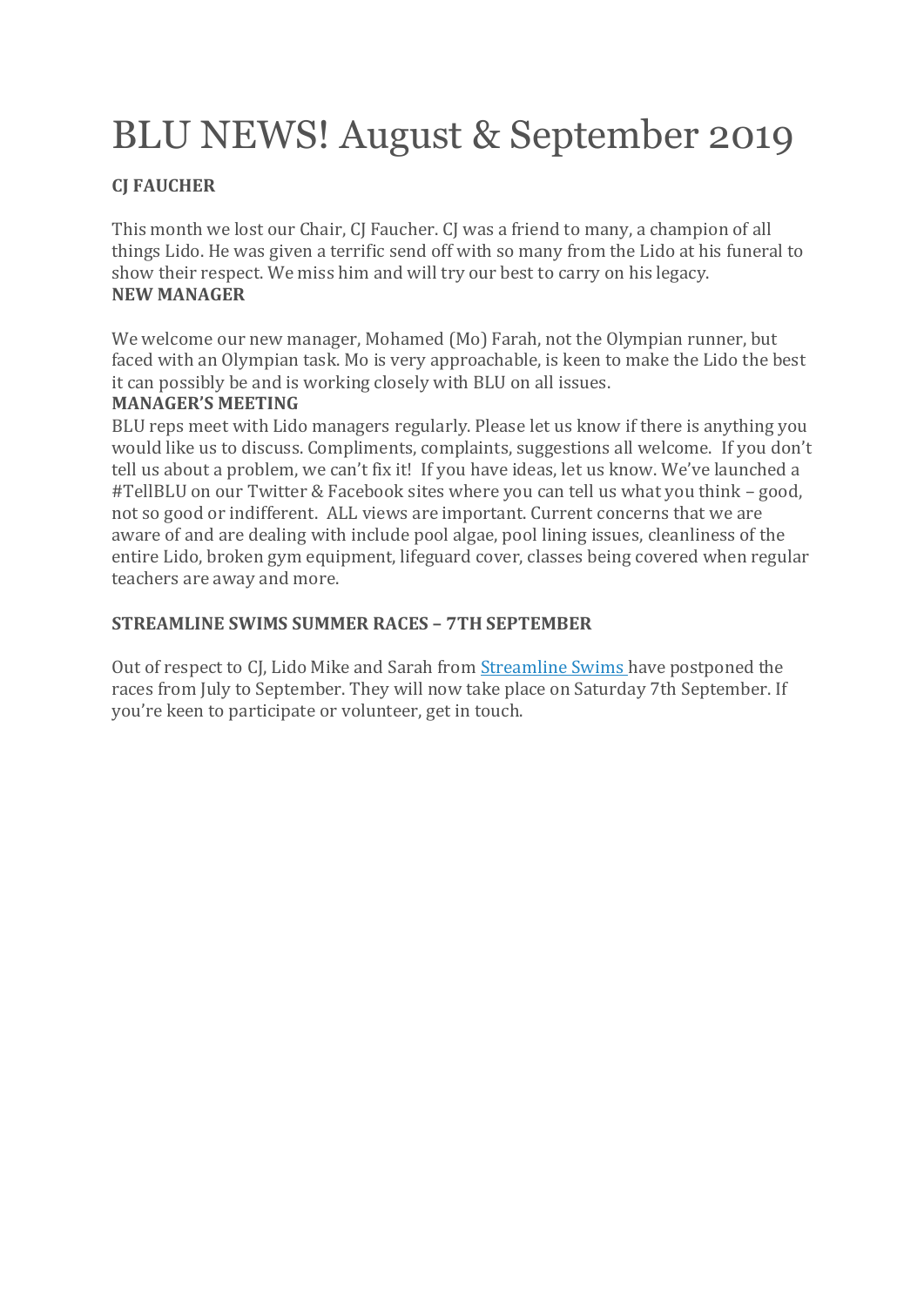# BLU NEWS! August & September 2019

**CJ FAUCHER**

This month we lost our Chair, CJ Faucher. CJ was a friend to many, a champion of all things Lido. He was given a terrific send off with so many from the Lido at his funeral to show their respect. We miss him and will try our best to carry on his legacy.

**NEW MANAGER**

We welcome our new manager, Mohamed (Mo) Farah, not the Olympian runner, but faced with an Olympian task. Mo is very approachable, is keen to make the Lido the best it can possibly be and is working closely with BLU on all issues.

**MANAGER'S MEETING**

BLU reps meet with Lido managers regularly. Please let us know if there is anything you would like us to discuss. Compliments, complaints, suggestions all welcome. If you don't tell us about a problem, we can't fix it! If you have ideas, let us know. We've launched a #TellBLU on our Twitter & Facebook sites where you can tell us what you think – good, not so good or indifferent. ALL views are important. Current concerns that we are aware of and are dealing with include pool algae, pool lining issues, cleanliness of the entire Lido, broken gym equipment, lifeguard cover, classes being covered when regular teachers are away and more.

**STREAMLINE SWIMS SUMMER RACES – 7TH SEPTEMBER**

Out of respect to CJ, Lido Mike and Sarah from Streamline Swims have postponed the races from July to September. They will now take place on Saturday 7th September. If you're keen to participate or volunteer, get in touch.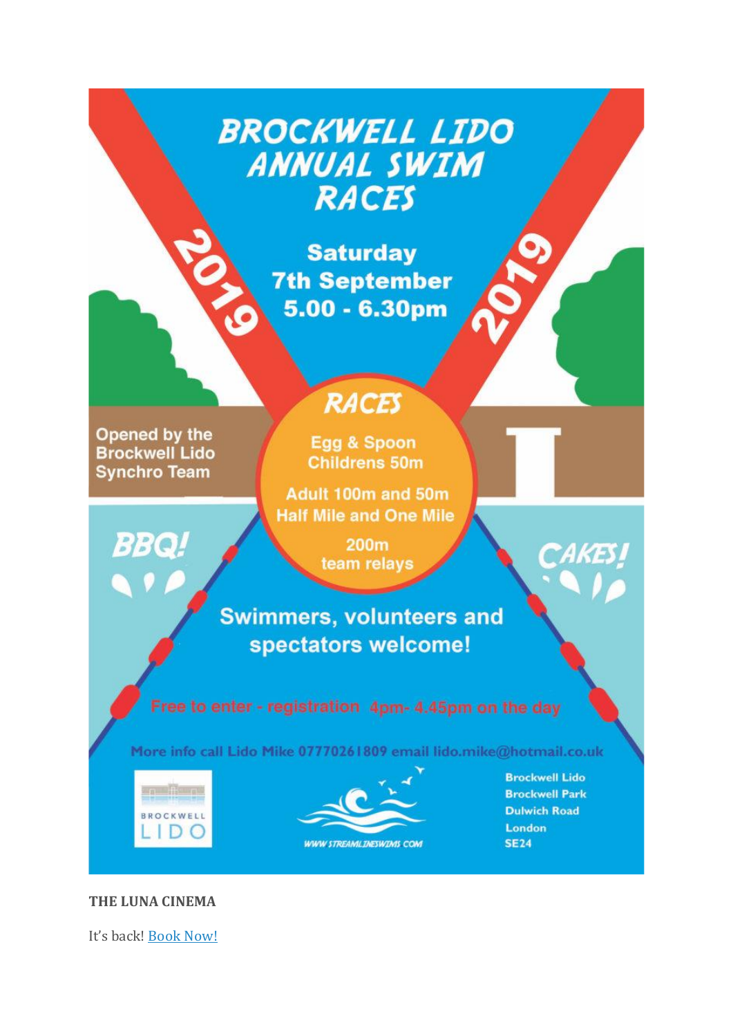# BROCKWELL LIDO ANNUAL SWIM RACES

**Saturday 7th September 5.00 - 6.30pm**

2019

Opened by the Brockwell Lido Synchro Team

## RACES

- Egg & Spoon Childrens 50m
- Adult 100m and 50m
- Half Mile and One Mile
- 200m team relays

BBQ!

CAKES!

**Swimmers, volunteers and spectators welcome!**

Free to enter - registration 4pm- 4.45pm on the day

More info call Lido Mike 07770261809 email lido.mike@hotmail.co.uk

BROCKWELL LIDO

WWW.STREAMLINESWIMS.COM

Brockwell Lido
Brockwell Park
Dulwich Road
London
SE24

**THE LUNA CINEMA**

It's back! Book Now!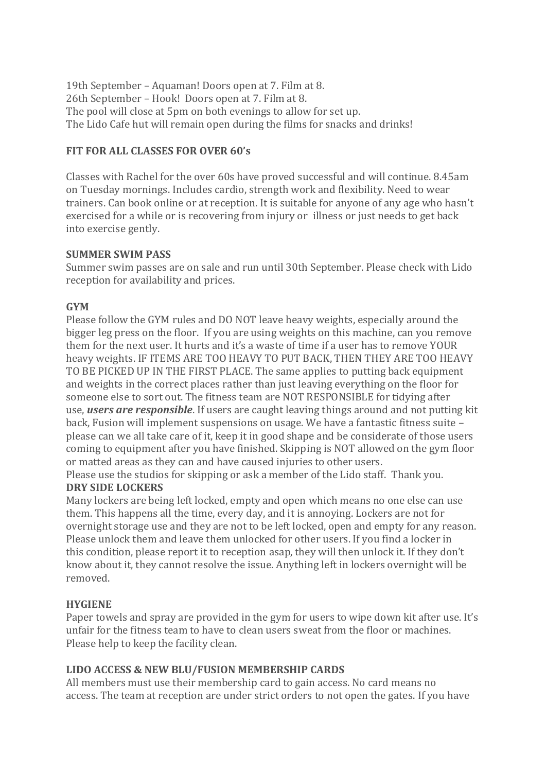19th September – Aquaman! Doors open at 7. Film at 8.
26th September – Hook! Doors open at 7. Film at 8.
The pool will close at 5pm on both evenings to allow for set up.
The Lido Cafe hut will remain open during the films for snacks and drinks!

**FIT FOR ALL CLASSES FOR OVER 60's**

Classes with Rachel for the over 60s have proved successful and will continue. 8.45am on Tuesday mornings. Includes cardio, strength work and flexibility. Need to wear trainers. Can book online or at reception. It is suitable for anyone of any age who hasn't exercised for a while or is recovering from injury or illness or just needs to get back into exercise gently.

**SUMMER SWIM PASS**

Summer swim passes are on sale and run until 30th September. Please check with Lido reception for availability and prices.

**GYM**

Please follow the GYM rules and DO NOT leave heavy weights, especially around the bigger leg press on the floor. If you are using weights on this machine, can you remove them for the next user. It hurts and it's a waste of time if a user has to remove YOUR heavy weights. IF ITEMS ARE TOO HEAVY TO PUT BACK, THEN THEY ARE TOO HEAVY TO BE PICKED UP IN THE FIRST PLACE. The same applies to putting back equipment and weights in the correct places rather than just leaving everything on the floor for someone else to sort out. The fitness team are NOT RESPONSIBLE for tidying after use, ***users are responsible***. If users are caught leaving things around and not putting kit back, Fusion will implement suspensions on usage. We have a fantastic fitness suite – please can we all take care of it, keep it in good shape and be considerate of those users coming to equipment after you have finished. Skipping is NOT allowed on the gym floor or matted areas as they can and have caused injuries to other users.
Please use the studios for skipping or ask a member of the Lido staff. Thank you.

**DRY SIDE LOCKERS**

Many lockers are being left locked, empty and open which means no one else can use them. This happens all the time, every day, and it is annoying. Lockers are not for overnight storage use and they are not to be left locked, open and empty for any reason. Please unlock them and leave them unlocked for other users. If you find a locker in this condition, please report it to reception asap, they will then unlock it. If they don't know about it, they cannot resolve the issue. Anything left in lockers overnight will be removed.

**HYGIENE**

Paper towels and spray are provided in the gym for users to wipe down kit after use. It's unfair for the fitness team to have to clean users sweat from the floor or machines. Please help to keep the facility clean.

**LIDO ACCESS & NEW BLU/FUSION MEMBERSHIP CARDS**

All members must use their membership card to gain access. No card means no access. The team at reception are under strict orders to not open the gates. If you have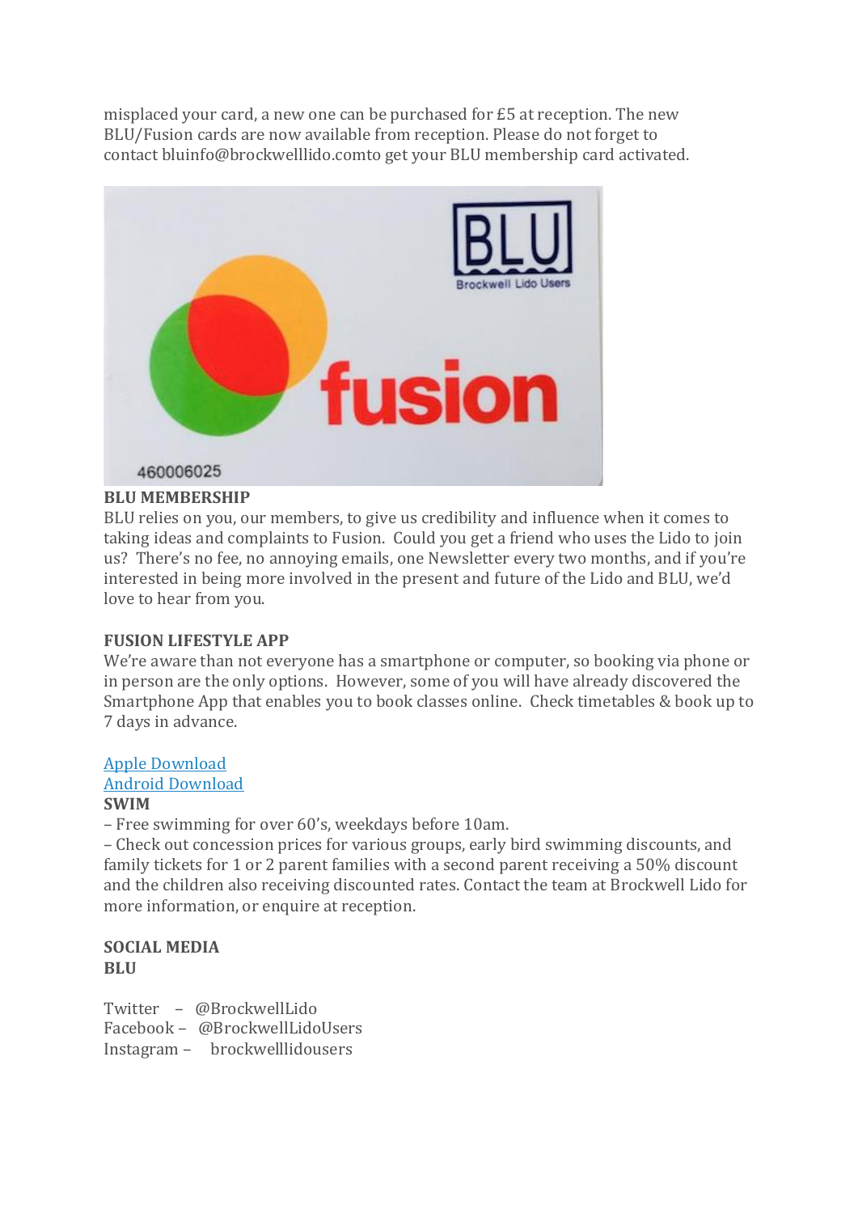misplaced your card, a new one can be purchased for £5 at reception. The new BLU/Fusion cards are now available from reception. Please do not forget to contact bluinfo@brockwelllido.comto get your BLU membership card activated.

**BLU MEMBERSHIP**

BLU relies on you, our members, to give us credibility and influence when it comes to taking ideas and complaints to Fusion. Could you get a friend who uses the Lido to join us? There's no fee, no annoying emails, one Newsletter every two months, and if you're interested in being more involved in the present and future of the Lido and BLU, we'd love to hear from you.

**FUSION LIFESTYLE APP**

We're aware than not everyone has a smartphone or computer, so booking via phone or in person are the only options. However, some of you will have already discovered the Smartphone App that enables you to book classes online. Check timetables & book up to 7 days in advance.

Apple Download
Android Download

**SWIM**

– Free swimming for over 60's, weekdays before 10am.
– Check out concession prices for various groups, early bird swimming discounts, and family tickets for 1 or 2 parent families with a second parent receiving a 50% discount and the children also receiving discounted rates. Contact the team at Brockwell Lido for more information, or enquire at reception.

**SOCIAL MEDIA**
**BLU**

Twitter – @BrockwellLido
Facebook – @BrockwellLidoUsers
Instagram – brockwelllidousers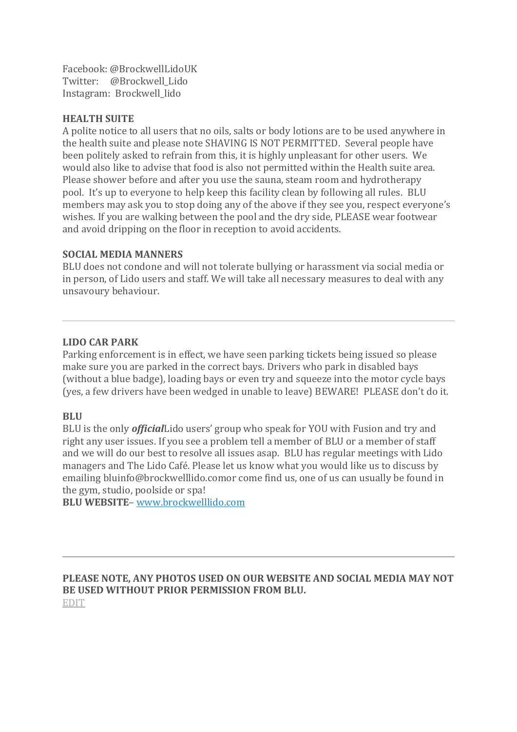Facebook: @BrockwellLidoUK
Twitter: @Brockwell_Lido
Instagram: Brockwell_lido

**HEALTH SUITE**

A polite notice to all users that no oils, salts or body lotions are to be used anywhere in the health suite and please note SHAVING IS NOT PERMITTED. Several people have been politely asked to refrain from this, it is highly unpleasant for other users. We would also like to advise that food is also not permitted within the Health suite area. Please shower before and after you use the sauna, steam room and hydrotherapy pool. It's up to everyone to help keep this facility clean by following all rules. BLU members may ask you to stop doing any of the above if they see you, respect everyone's wishes. If you are walking between the pool and the dry side, PLEASE wear footwear and avoid dripping on the floor in reception to avoid accidents.

**SOCIAL MEDIA MANNERS**

BLU does not condone and will not tolerate bullying or harassment via social media or in person, of Lido users and staff. We will take all necessary measures to deal with any unsavoury behaviour.

---

**LIDO CAR PARK**

Parking enforcement is in effect, we have seen parking tickets being issued so please make sure you are parked in the correct bays. Drivers who park in disabled bays (without a blue badge), loading bays or even try and squeeze into the motor cycle bays (yes, a few drivers have been wedged in unable to leave) BEWARE! PLEASE don't do it.

**BLU**

BLU is the only ***official***Lido users' group who speak for YOU with Fusion and try and right any user issues. If you see a problem tell a member of BLU or a member of staff and we will do our best to resolve all issues asap. BLU has regular meetings with Lido managers and The Lido Café. Please let us know what you would like us to discuss by emailing bluinfo@brockwelllido.comor come find us, one of us can usually be found in the gym, studio, poolside or spa!

**BLU WEBSITE**– [www.brockwelllido.com](www.brockwelllido.com)

---

**PLEASE NOTE, ANY PHOTOS USED ON OUR WEBSITE AND SOCIAL MEDIA MAY NOT BE USED WITHOUT PRIOR PERMISSION FROM BLU.**

EDIT